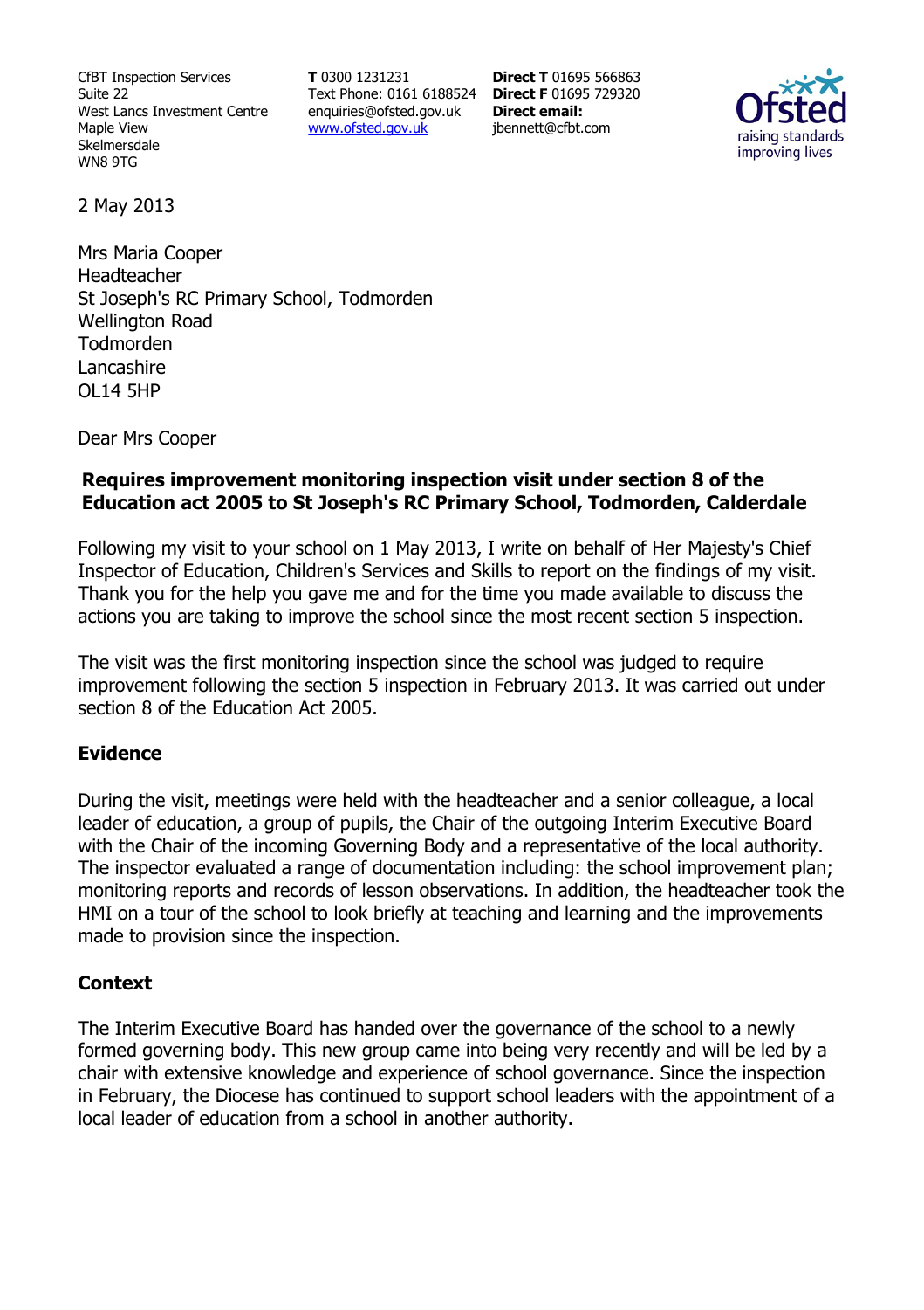CfBT Inspection Services
Suite 22
West Lancs Investment Centre
Maple View
Skelmersdale
WN8 9TG

**T** 0300 1231231
Text Phone: 0161 6188524
enquiries@ofsted.gov.uk
www.ofsted.gov.uk

**Direct T** 01695 566863
**Direct F** 01695 729320
**Direct email:**
jbennett@cfbt.com

2 May 2013

Mrs Maria Cooper
Headteacher
St Joseph's RC Primary School, Todmorden
Wellington Road
Todmorden
Lancashire
OL14 5HP

Dear Mrs Cooper

**Requires improvement monitoring inspection visit under section 8 of the Education act 2005 to St Joseph's RC Primary School, Todmorden, Calderdale**

Following my visit to your school on 1 May 2013, I write on behalf of Her Majesty's Chief Inspector of Education, Children's Services and Skills to report on the findings of my visit. Thank you for the help you gave me and for the time you made available to discuss the actions you are taking to improve the school since the most recent section 5 inspection.

The visit was the first monitoring inspection since the school was judged to require improvement following the section 5 inspection in February 2013. It was carried out under section 8 of the Education Act 2005.

## Evidence

During the visit, meetings were held with the headteacher and a senior colleague, a local leader of education, a group of pupils, the Chair of the outgoing Interim Executive Board with the Chair of the incoming Governing Body and a representative of the local authority. The inspector evaluated a range of documentation including: the school improvement plan; monitoring reports and records of lesson observations. In addition, the headteacher took the HMI on a tour of the school to look briefly at teaching and learning and the improvements made to provision since the inspection.

## Context

The Interim Executive Board has handed over the governance of the school to a newly formed governing body. This new group came into being very recently and will be led by a chair with extensive knowledge and experience of school governance. Since the inspection in February, the Diocese has continued to support school leaders with the appointment of a local leader of education from a school in another authority.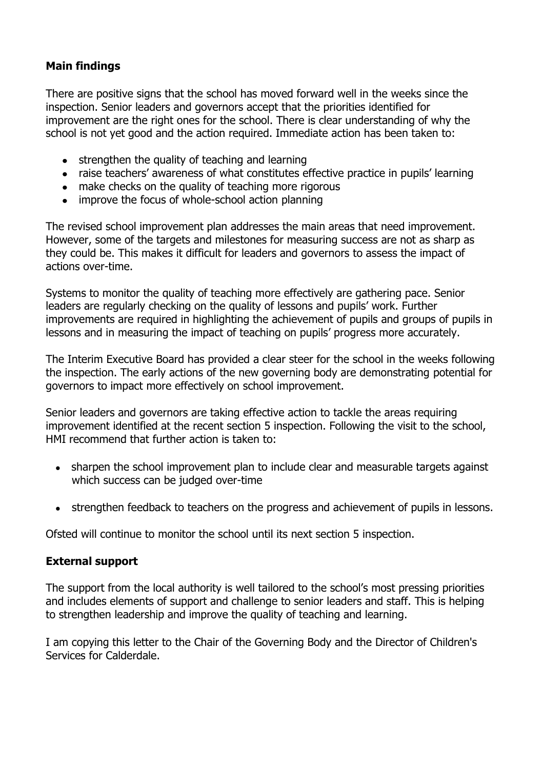## Main findings

There are positive signs that the school has moved forward well in the weeks since the inspection. Senior leaders and governors accept that the priorities identified for improvement are the right ones for the school. There is clear understanding of why the school is not yet good and the action required. Immediate action has been taken to:

- strengthen the quality of teaching and learning
- raise teachers' awareness of what constitutes effective practice in pupils' learning
- make checks on the quality of teaching more rigorous
- improve the focus of whole-school action planning

The revised school improvement plan addresses the main areas that need improvement. However, some of the targets and milestones for measuring success are not as sharp as they could be. This makes it difficult for leaders and governors to assess the impact of actions over-time.

Systems to monitor the quality of teaching more effectively are gathering pace. Senior leaders are regularly checking on the quality of lessons and pupils' work. Further improvements are required in highlighting the achievement of pupils and groups of pupils in lessons and in measuring the impact of teaching on pupils' progress more accurately.

The Interim Executive Board has provided a clear steer for the school in the weeks following the inspection. The early actions of the new governing body are demonstrating potential for governors to impact more effectively on school improvement.

Senior leaders and governors are taking effective action to tackle the areas requiring improvement identified at the recent section 5 inspection. Following the visit to the school, HMI recommend that further action is taken to:

- sharpen the school improvement plan to include clear and measurable targets against which success can be judged over-time
- strengthen feedback to teachers on the progress and achievement of pupils in lessons.

Ofsted will continue to monitor the school until its next section 5 inspection.

## External support

The support from the local authority is well tailored to the school's most pressing priorities and includes elements of support and challenge to senior leaders and staff. This is helping to strengthen leadership and improve the quality of teaching and learning.

I am copying this letter to the Chair of the Governing Body and the Director of Children's Services for Calderdale.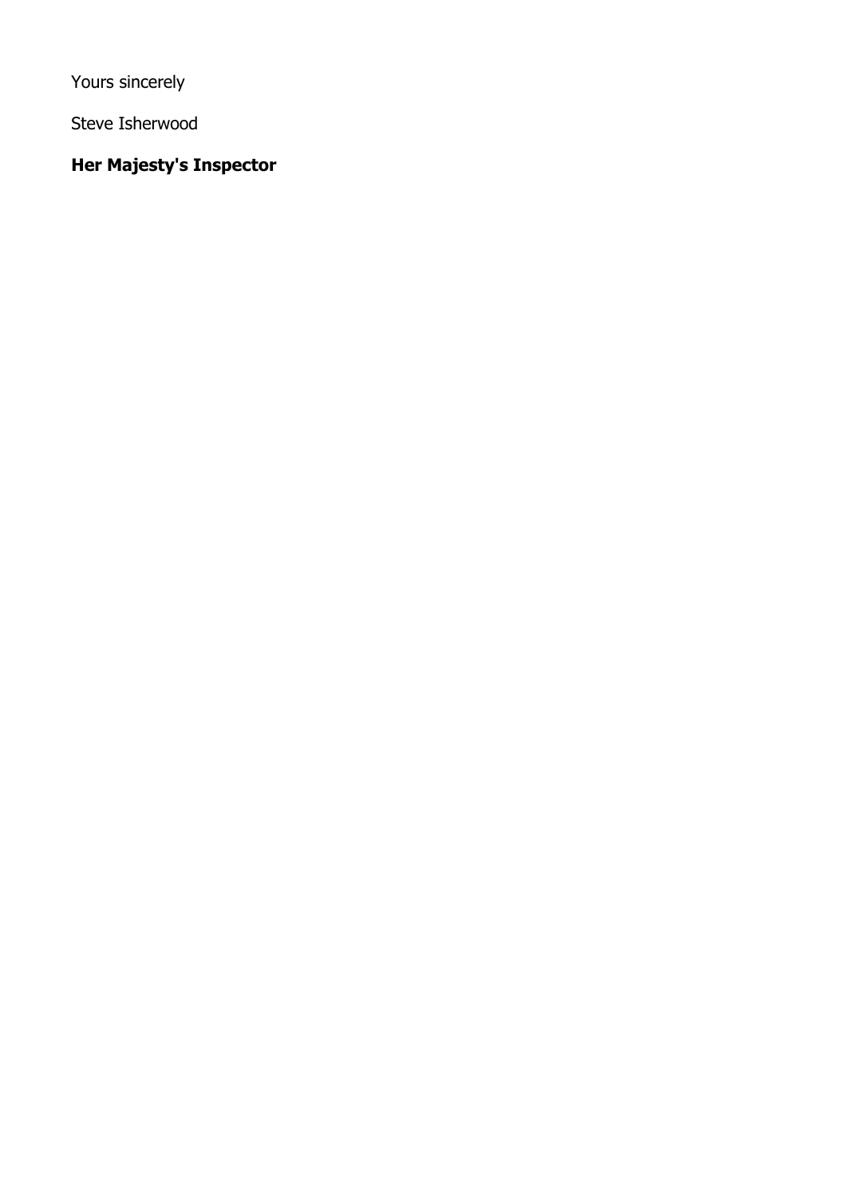Yours sincerely

Steve Isherwood

**Her Majesty's Inspector**